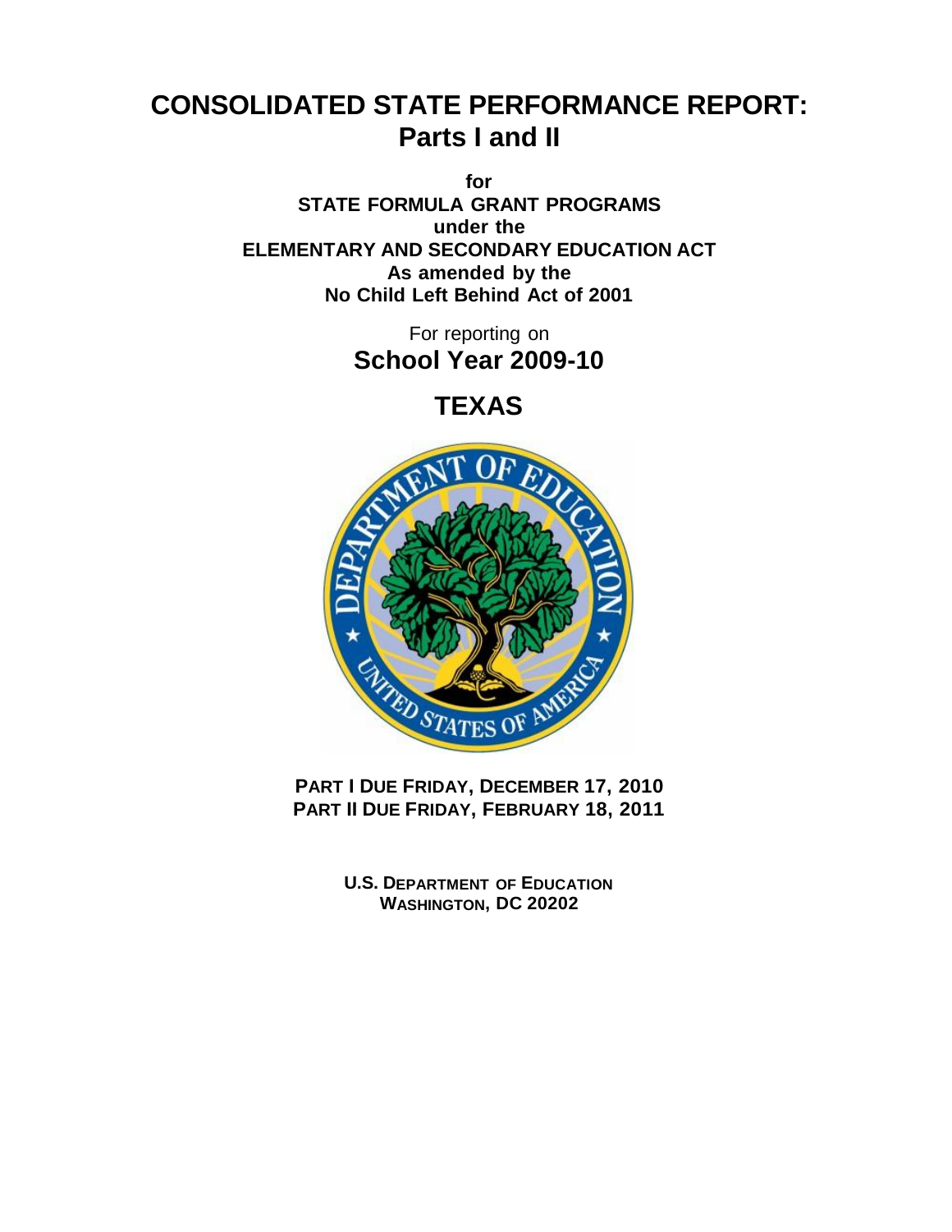# CONSOLIDATED STATE PERFORMANCE REPORT: Parts I and II

**for**
**STATE FORMULA GRANT PROGRAMS**
**under the**
**ELEMENTARY AND SECONDARY EDUCATION ACT**
**As amended by the**
**No Child Left Behind Act of 2001**

For reporting on
**School Year 2009-10**

## TEXAS

**PART I DUE FRIDAY, DECEMBER 17, 2010**
**PART II DUE FRIDAY, FEBRUARY 18, 2011**

**U.S. DEPARTMENT OF EDUCATION**
**WASHINGTON, DC 20202**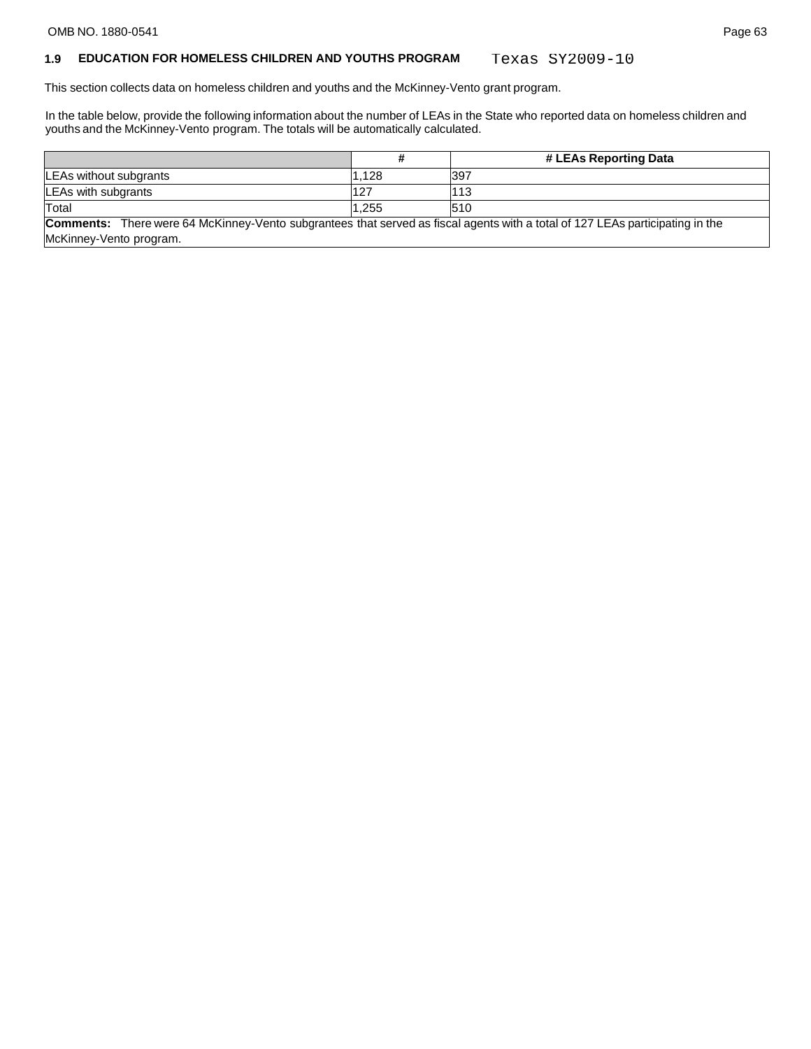## 1.9 EDUCATION FOR HOMELESS CHILDREN AND YOUTHS PROGRAM Texas SY2009-10

This section collects data on homeless children and youths and the McKinney-Vento grant program.

In the table below, provide the following information about the number of LEAs in the State who reported data on homeless children and youths and the McKinney-Vento program. The totals will be automatically calculated.

| | # | # LEAs Reporting Data |
|---|---|---|
| LEAs without subgrants | 1,128 | 397 |
| LEAs with subgrants | 127 | 113 |
| Total | 1,255 | 510 |

**Comments:** There were 64 McKinney-Vento subgrantees that served as fiscal agents with a total of 127 LEAs participating in the McKinney-Vento program.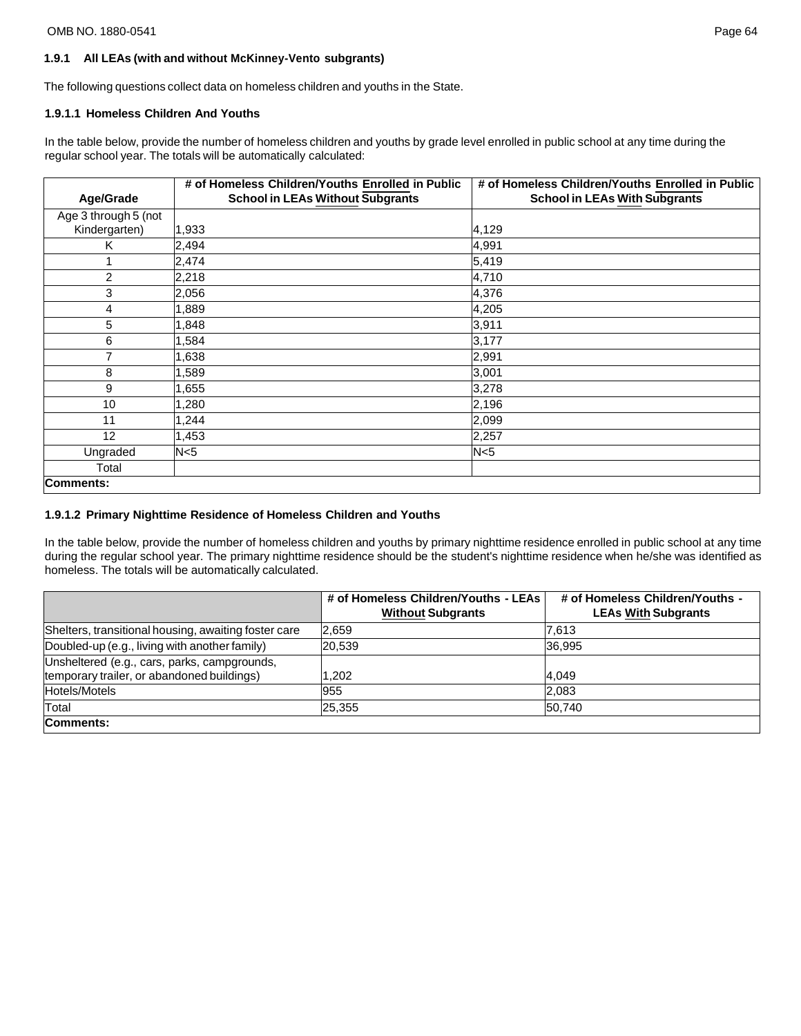### 1.9.1 All LEAs (with and without McKinney-Vento subgrants)

The following questions collect data on homeless children and youths in the State.

#### 1.9.1.1 Homeless Children And Youths

In the table below, provide the number of homeless children and youths by grade level enrolled in public school at any time during the regular school year. The totals will be automatically calculated:

| Age/Grade | # of Homeless Children/Youths Enrolled in Public School in LEAs Without Subgrants | # of Homeless Children/Youths Enrolled in Public School in LEAs With Subgrants |
|---|---|---|
| Age 3 through 5 (not Kindergarten) | 1,933 | 4,129 |
| K | 2,494 | 4,991 |
| 1 | 2,474 | 5,419 |
| 2 | 2,218 | 4,710 |
| 3 | 2,056 | 4,376 |
| 4 | 1,889 | 4,205 |
| 5 | 1,848 | 3,911 |
| 6 | 1,584 | 3,177 |
| 7 | 1,638 | 2,991 |
| 8 | 1,589 | 3,001 |
| 9 | 1,655 | 3,278 |
| 10 | 1,280 | 2,196 |
| 11 | 1,244 | 2,099 |
| 12 | 1,453 | 2,257 |
| Ungraded | N<5 | N<5 |
| Total | | |
| **Comments:** | | |

#### 1.9.1.2 Primary Nighttime Residence of Homeless Children and Youths

In the table below, provide the number of homeless children and youths by primary nighttime residence enrolled in public school at any time during the regular school year. The primary nighttime residence should be the student's nighttime residence when he/she was identified as homeless. The totals will be automatically calculated.

| | # of Homeless Children/Youths - LEAs Without Subgrants | # of Homeless Children/Youths - LEAs With Subgrants |
|---|---|---|
| Shelters, transitional housing, awaiting foster care | 2,659 | 7,613 |
| Doubled-up (e.g., living with another family) | 20,539 | 36,995 |
| Unsheltered (e.g., cars, parks, campgrounds, temporary trailer, or abandoned buildings) | 1,202 | 4,049 |
| Hotels/Motels | 955 | 2,083 |
| Total | 25,355 | 50,740 |
| **Comments:** | | |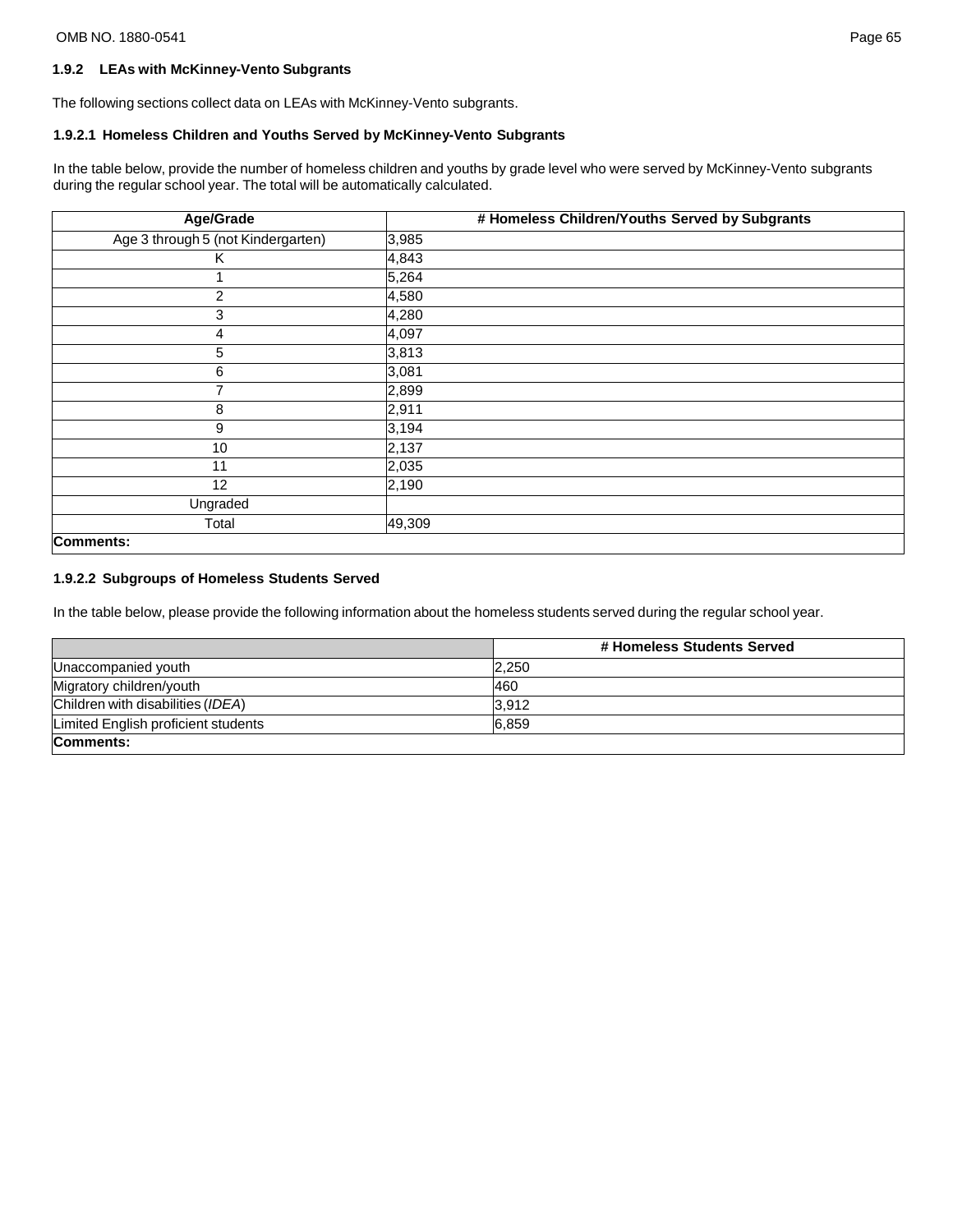### 1.9.2 LEAs with McKinney-Vento Subgrants

The following sections collect data on LEAs with McKinney-Vento subgrants.

#### 1.9.2.1 Homeless Children and Youths Served by McKinney-Vento Subgrants

In the table below, provide the number of homeless children and youths by grade level who were served by McKinney-Vento subgrants during the regular school year. The total will be automatically calculated.

| Age/Grade | # Homeless Children/Youths Served by Subgrants |
|---|---|
| Age 3 through 5 (not Kindergarten) | 3,985 |
| K | 4,843 |
| 1 | 5,264 |
| 2 | 4,580 |
| 3 | 4,280 |
| 4 | 4,097 |
| 5 | 3,813 |
| 6 | 3,081 |
| 7 | 2,899 |
| 8 | 2,911 |
| 9 | 3,194 |
| 10 | 2,137 |
| 11 | 2,035 |
| 12 | 2,190 |
| Ungraded | |
| Total | 49,309 |
| **Comments:** | |

#### 1.9.2.2 Subgroups of Homeless Students Served

In the table below, please provide the following information about the homeless students served during the regular school year.

| | # Homeless Students Served |
|---|---|
| Unaccompanied youth | 2,250 |
| Migratory children/youth | 460 |
| Children with disabilities (*IDEA*) | 3,912 |
| Limited English proficient students | 6,859 |
| **Comments:** | |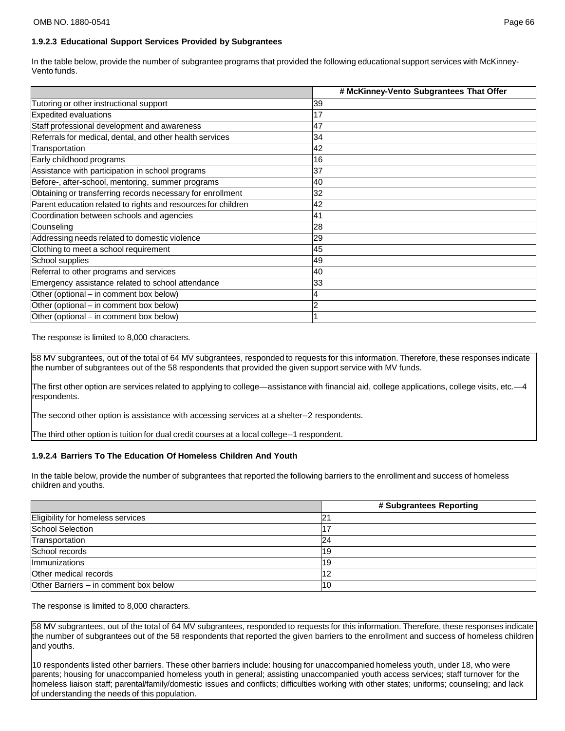### 1.9.2.3 Educational Support Services Provided by Subgrantees

In the table below, provide the number of subgrantee programs that provided the following educational support services with McKinney-Vento funds.

| | # McKinney-Vento Subgrantees That Offer |
|---|---|
| Tutoring or other instructional support | 39 |
| Expedited evaluations | 17 |
| Staff professional development and awareness | 47 |
| Referrals for medical, dental, and other health services | 34 |
| Transportation | 42 |
| Early childhood programs | 16 |
| Assistance with participation in school programs | 37 |
| Before-, after-school, mentoring, summer programs | 40 |
| Obtaining or transferring records necessary for enrollment | 32 |
| Parent education related to rights and resources for children | 42 |
| Coordination between schools and agencies | 41 |
| Counseling | 28 |
| Addressing needs related to domestic violence | 29 |
| Clothing to meet a school requirement | 45 |
| School supplies | 49 |
| Referral to other programs and services | 40 |
| Emergency assistance related to school attendance | 33 |
| Other (optional – in comment box below) | 4 |
| Other (optional – in comment box below) | 2 |
| Other (optional – in comment box below) | 1 |

The response is limited to 8,000 characters.

58 MV subgrantees, out of the total of 64 MV subgrantees, responded to requests for this information. Therefore, these responses indicate the number of subgrantees out of the 58 respondents that provided the given support service with MV funds.

The first other option are services related to applying to college—assistance with financial aid, college applications, college visits, etc.—4 respondents.

The second other option is assistance with accessing services at a shelter--2 respondents.

The third other option is tuition for dual credit courses at a local college--1 respondent.

### 1.9.2.4 Barriers To The Education Of Homeless Children And Youth

In the table below, provide the number of subgrantees that reported the following barriers to the enrollment and success of homeless children and youths.

| | # Subgrantees Reporting |
|---|---|
| Eligibility for homeless services | 21 |
| School Selection | 17 |
| Transportation | 24 |
| School records | 19 |
| Immunizations | 19 |
| Other medical records | 12 |
| Other Barriers – in comment box below | 10 |

The response is limited to 8,000 characters.

58 MV subgrantees, out of the total of 64 MV subgrantees, responded to requests for this information. Therefore, these responses indicate the number of subgrantees out of the 58 respondents that reported the given barriers to the enrollment and success of homeless children and youths.

10 respondents listed other barriers. These other barriers include: housing for unaccompanied homeless youth, under 18, who were parents; housing for unaccompanied homeless youth in general; assisting unaccompanied youth access services; staff turnover for the homeless liaison staff; parental/family/domestic issues and conflicts; difficulties working with other states; uniforms; counseling; and lack of understanding the needs of this population.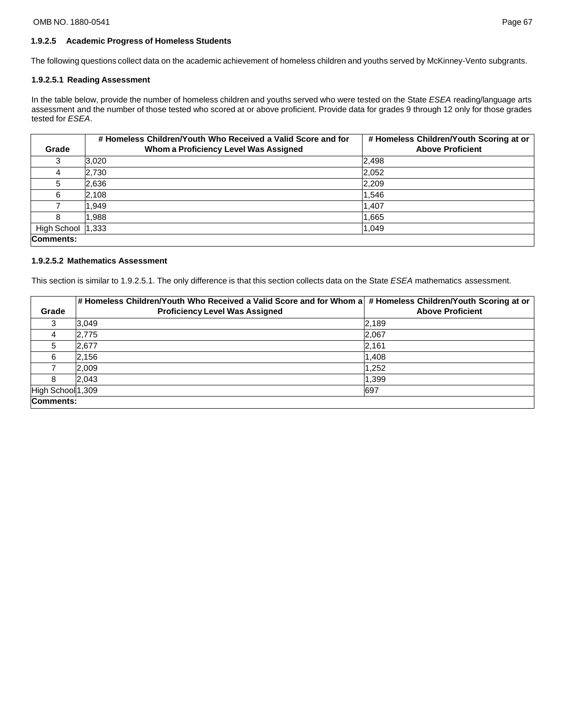### 1.9.2.5 Academic Progress of Homeless Students

The following questions collect data on the academic achievement of homeless children and youths served by McKinney-Vento subgrants.

#### 1.9.2.5.1 Reading Assessment

In the table below, provide the number of homeless children and youths served who were tested on the State *ESEA* reading/language arts assessment and the number of those tested who scored at or above proficient. Provide data for grades 9 through 12 only for those grades tested for *ESEA*.

| Grade | # Homeless Children/Youth Who Received a Valid Score and for Whom a Proficiency Level Was Assigned | # Homeless Children/Youth Scoring at or Above Proficient |
|---|---|---|
| 3 | 3,020 | 2,498 |
| 4 | 2,730 | 2,052 |
| 5 | 2,636 | 2,209 |
| 6 | 2,108 | 1,546 |
| 7 | 1,949 | 1,407 |
| 8 | 1,988 | 1,665 |
| High School | 1,333 | 1,049 |
| **Comments:** | | |

#### 1.9.2.5.2 Mathematics Assessment

This section is similar to 1.9.2.5.1. The only difference is that this section collects data on the State *ESEA* mathematics assessment.

| Grade | # Homeless Children/Youth Who Received a Valid Score and for Whom a Proficiency Level Was Assigned | # Homeless Children/Youth Scoring at or Above Proficient |
|---|---|---|
| 3 | 3,049 | 2,189 |
| 4 | 2,775 | 2,067 |
| 5 | 2,677 | 2,161 |
| 6 | 2,156 | 1,408 |
| 7 | 2,009 | 1,252 |
| 8 | 2,043 | 1,399 |
| High School | 1,309 | 697 |
| **Comments:** | | |